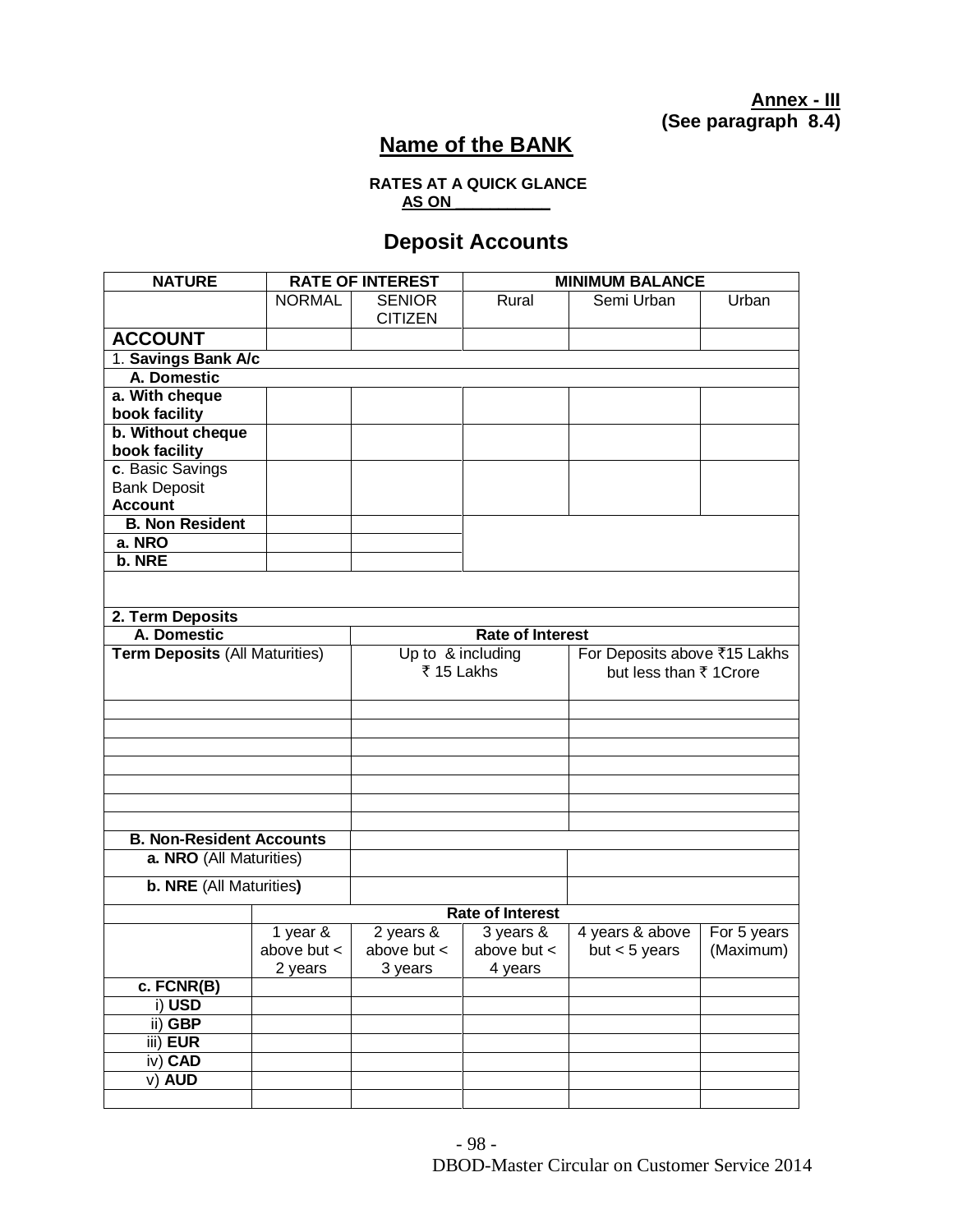**Annex - III**
**(See paragraph 8.4)**

## Name of the BANK

**RATES AT A QUICK GLANCE**
**AS ON ___________**

## Deposit Accounts

| NATURE | RATE OF INTEREST | | MINIMUM BALANCE | | |
|---|---|---|---|---|---|
| | NORMAL | SENIOR CITIZEN | Rural | Semi Urban | Urban |
| **ACCOUNT** | | | | | |
| 1. **Savings Bank A/c** | | | | | |
| **A. Domestic** | | | | | |
| **a. With cheque book facility** | | | | | |
| **b. Without cheque book facility** | | | | | |
| **c**. Basic Savings Bank Deposit **Account** | | | | | |
| **B. Non Resident** | | | | | |
| **a. NRO** | | | | | |
| **b. NRE** | | | | | |

| **2. Term Deposits** | | |
|---|---|---|
| **A. Domestic** | **Rate of Interest** | |
| **Term Deposits** (All Maturities) | Up to & including ₹ 15 Lakhs | For Deposits above ₹15 Lakhs but less than ₹ 1Crore |
| | | |
| | | |
| | | |
| | | |
| | | |
| | | |
| | | |
| **B. Non-Resident Accounts** | | |
| **a. NRO** (All Maturities) | | |
| **b. NRE** (All Maturities**)** | | |

| | Rate of Interest | | | | |
|---|---|---|---|---|---|
| | 1 year & above but < 2 years | 2 years & above but < 3 years | 3 years & above but < 4 years | 4 years & above but < 5 years | For 5 years (Maximum) |
| **c. FCNR(B)** | | | | | |
| i) **USD** | | | | | |
| ii) **GBP** | | | | | |
| iii) **EUR** | | | | | |
| iv) **CAD** | | | | | |
| v) **AUD** | | | | | |
| | | | | | |

DBOD-Master Circular on Customer Service 2014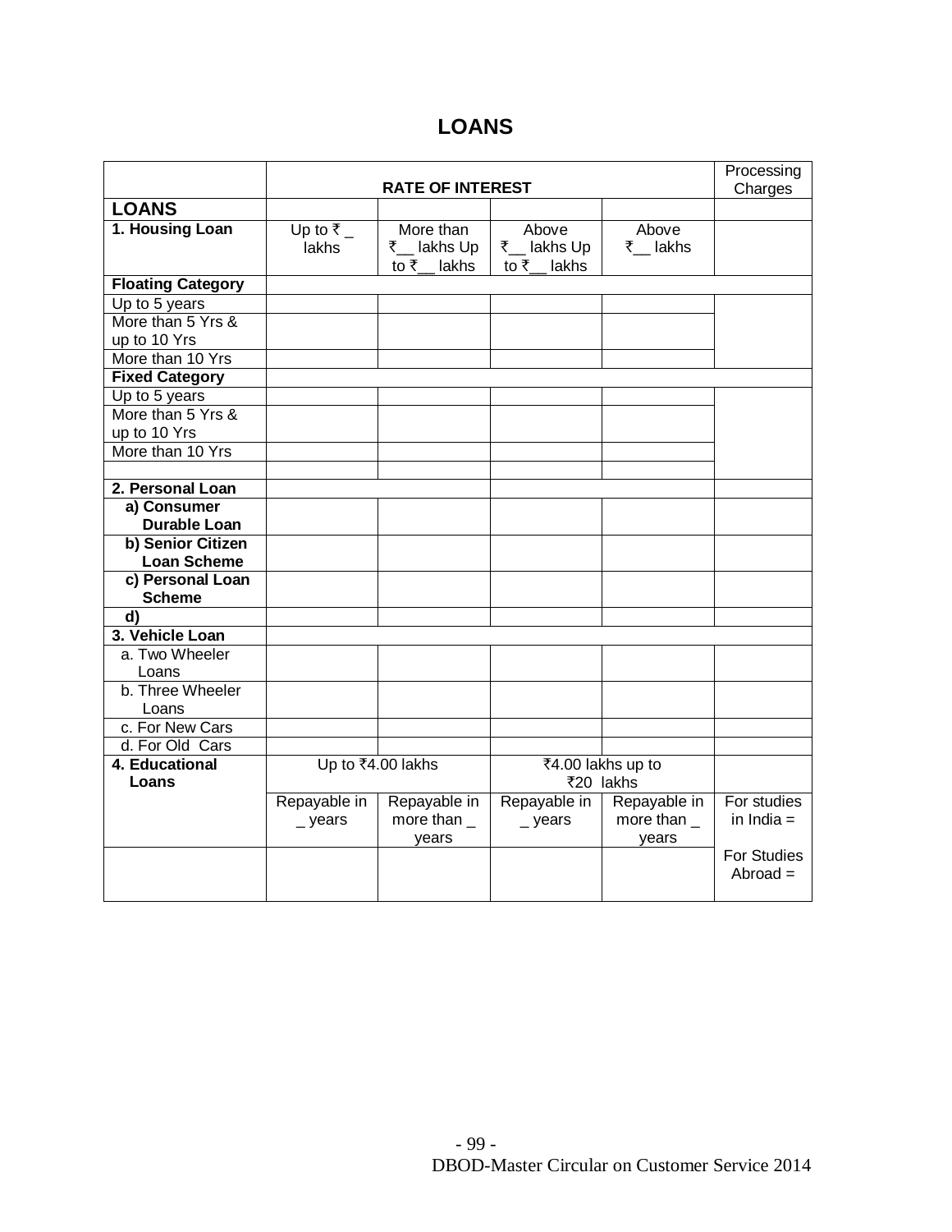# LOANS

| | RATE OF INTEREST | | | | Processing Charges |
|---|---|---|---|---|---|
| **LOANS** | | | | | |
| **1. Housing Loan** | Up to ₹ _ lakhs | More than ₹__ lakhs Up to ₹__ lakhs | Above ₹__ lakhs Up to ₹__ lakhs | Above ₹__ lakhs | |
| **Floating Category** | | | | | |
| Up to 5 years | | | | | |
| More than 5 Yrs & up to 10 Yrs | | | | | |
| More than 10 Yrs | | | | | |
| **Fixed Category** | | | | | |
| Up to 5 years | | | | | |
| More than 5 Yrs & up to 10 Yrs | | | | | |
| More than 10 Yrs | | | | | |
| | | | | | |
| **2. Personal Loan** | | | | | |
| **a) Consumer Durable Loan** | | | | | |
| **b) Senior Citizen Loan Scheme** | | | | | |
| **c) Personal Loan Scheme** | | | | | |
| **d)** | | | | | |
| **3. Vehicle Loan** | | | | | |
| a. Two Wheeler Loans | | | | | |
| b. Three Wheeler Loans | | | | | |
| c. For New Cars | | | | | |
| d. For Old Cars | | | | | |
| **4. Educational Loans** | Up to ₹4.00 lakhs | | ₹4.00 lakhs up to ₹20 lakhs | | |
| | Repayable in _ years | Repayable in more than _ years | Repayable in _ years | Repayable in more than _ years | For studies in India = |
| | | | | | For Studies Abroad = |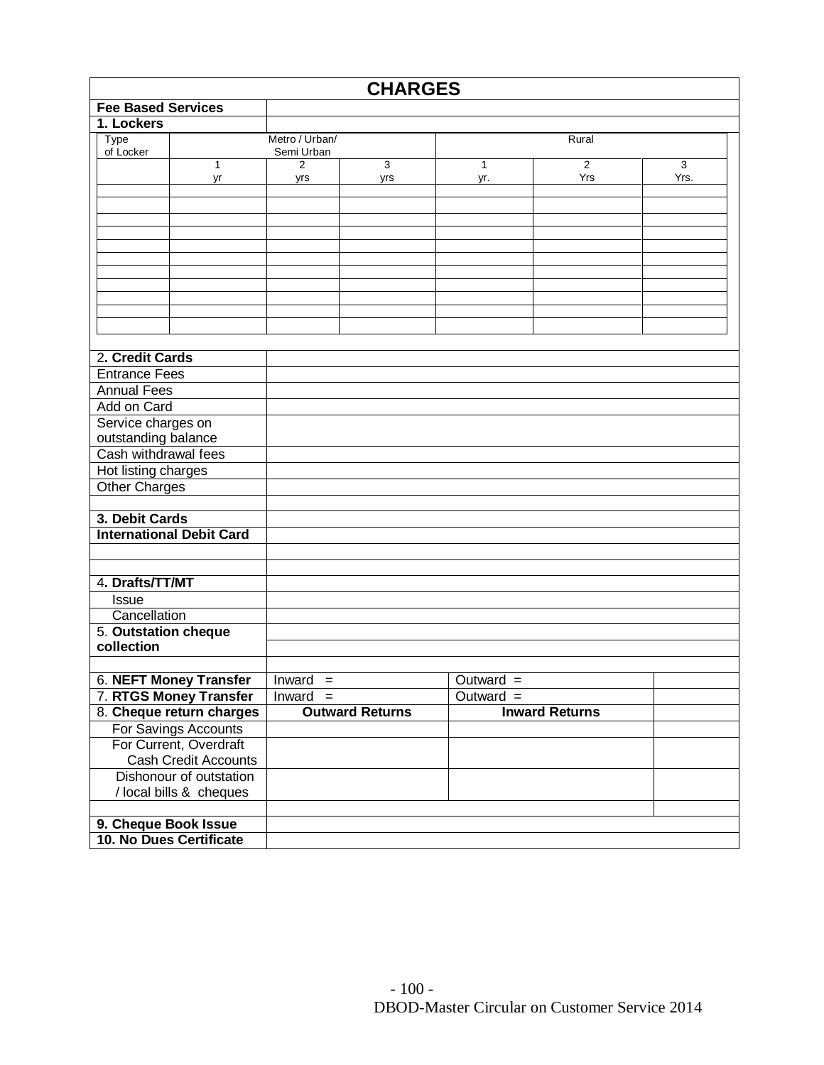# CHARGES

| | |
|---|---|
| **Fee Based Services** | |
| **1. Lockers** | |

| Type of Locker | Metro / Urban/ Semi Urban | | | Rural | | |
|---|---|---|---|---|---|---|
| | 1 yr | 2 yrs | 3 yrs | 1 yr. | 2 Yrs | 3 Yrs. |
| | | | | | | |
| | | | | | | |
| | | | | | | |
| | | | | | | |
| | | | | | | |
| | | | | | | |
| | | | | | | |
| | | | | | | |
| | | | | | | |
| | | | | | | |
| | | | | | | |

| | | | |
|---|---|---|---|
| 2**. Credit Cards** | | | |
| Entrance Fees | | | |
| Annual Fees | | | |
| Add on Card | | | |
| Service charges on outstanding balance | | | |
| Cash withdrawal fees | | | |
| Hot listing charges | | | |
| Other Charges | | | |
| | | | |
| **3. Debit Cards** | | | |
| **International Debit Card** | | | |
| | | | |
| | | | |
| 4**. Drafts/TT/MT** | | | |
| Issue | | | |
| Cancellation | | | |
| 5. **Outstation cheque collection** | | | |
| | | | |
| 6. **NEFT Money Transfer** | Inward = | Outward = | |
| 7. **RTGS Money Transfer** | Inward = | Outward = | |
| 8. **Cheque return charges** | **Outward Returns** | **Inward Returns** | |
| For Savings Accounts | | | |
| For Current, Overdraft Cash Credit Accounts | | | |
| Dishonour of outstation / local bills & cheques | | | |
| | | | |
| **9. Cheque Book Issue** | | | |
| **10. No Dues Certificate** | | | |

DBOD-Master Circular on Customer Service 2014